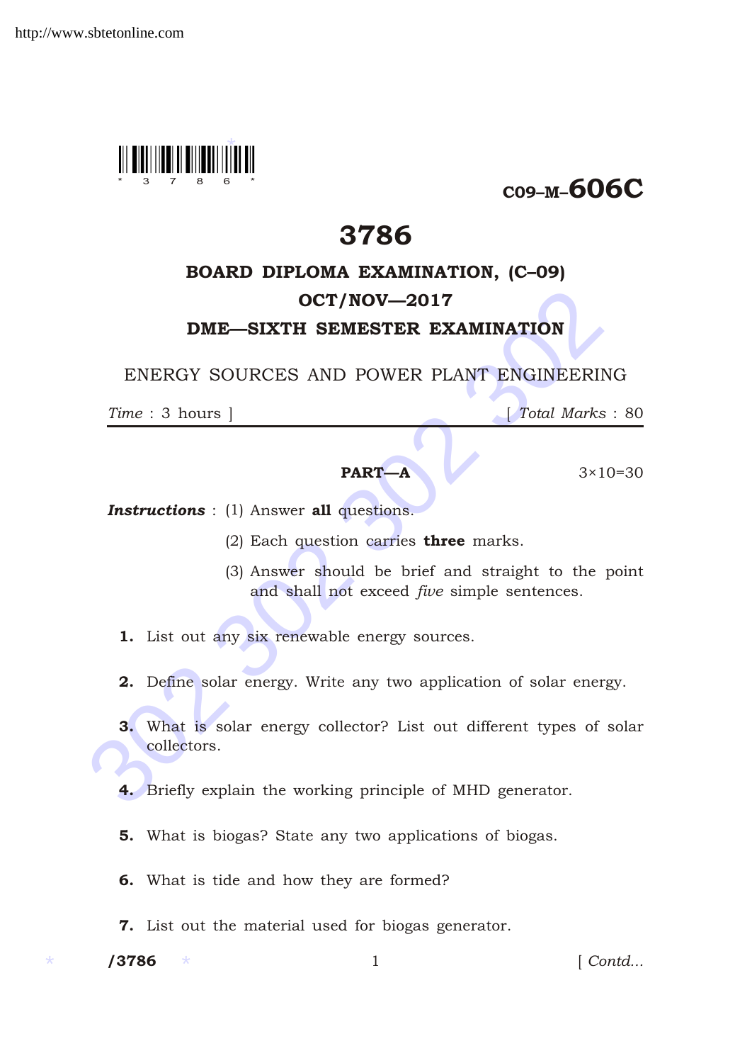C09–M–606C

# 3786

## BOARD DIPLOMA EXAMINATION, (C–09)

## OCT/NOV—2017

## DME—SIXTH SEMESTER EXAMINATION

### ENERGY SOURCES AND POWER PLANT ENGINEERING

*Time* : 3 hours ] [ *Total Marks* : 80

---

**PART—A** 3×10=30

***Instructions*** : (1) Answer **all** questions.

(2) Each question carries **three** marks.

(3) Answer should be brief and straight to the point and shall not exceed *five* simple sentences.

**1.** List out any six renewable energy sources.

**2.** Define solar energy. Write any two application of solar energy.

**3.** What is solar energy collector? List out different types of solar collectors.

**4.** Briefly explain the working principle of MHD generator.

**5.** What is biogas? State any two applications of biogas.

**6.** What is tide and how they are formed?

**7.** List out the material used for biogas generator.

/3786 [ Contd...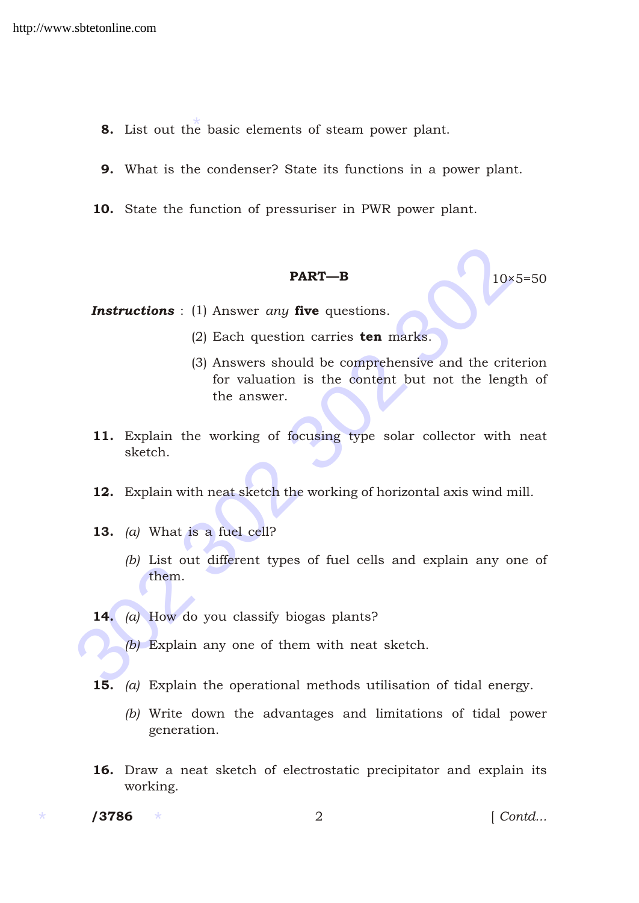8. List out the basic elements of steam power plant.

9. What is the condenser? State its functions in a power plant.

10. State the function of pressuriser in PWR power plant.

## PART—B

10×5=50

***Instructions*** : (1) Answer *any* **five** questions.

(2) Each question carries **ten** marks.

(3) Answers should be comprehensive and the criterion for valuation is the content but not the length of the answer.

11. Explain the working of focusing type solar collector with neat sketch.

12. Explain with neat sketch the working of horizontal axis wind mill.

13. *(a)* What is a fuel cell?

    *(b)* List out different types of fuel cells and explain any one of them.

14. *(a)* How do you classify biogas plants?

    *(b)* Explain any one of them with neat sketch.

15. *(a)* Explain the operational methods utilisation of tidal energy.

    *(b)* Write down the advantages and limitations of tidal power generation.

16. Draw a neat sketch of electrostatic precipitator and explain its working.

/3786

[ *Contd...*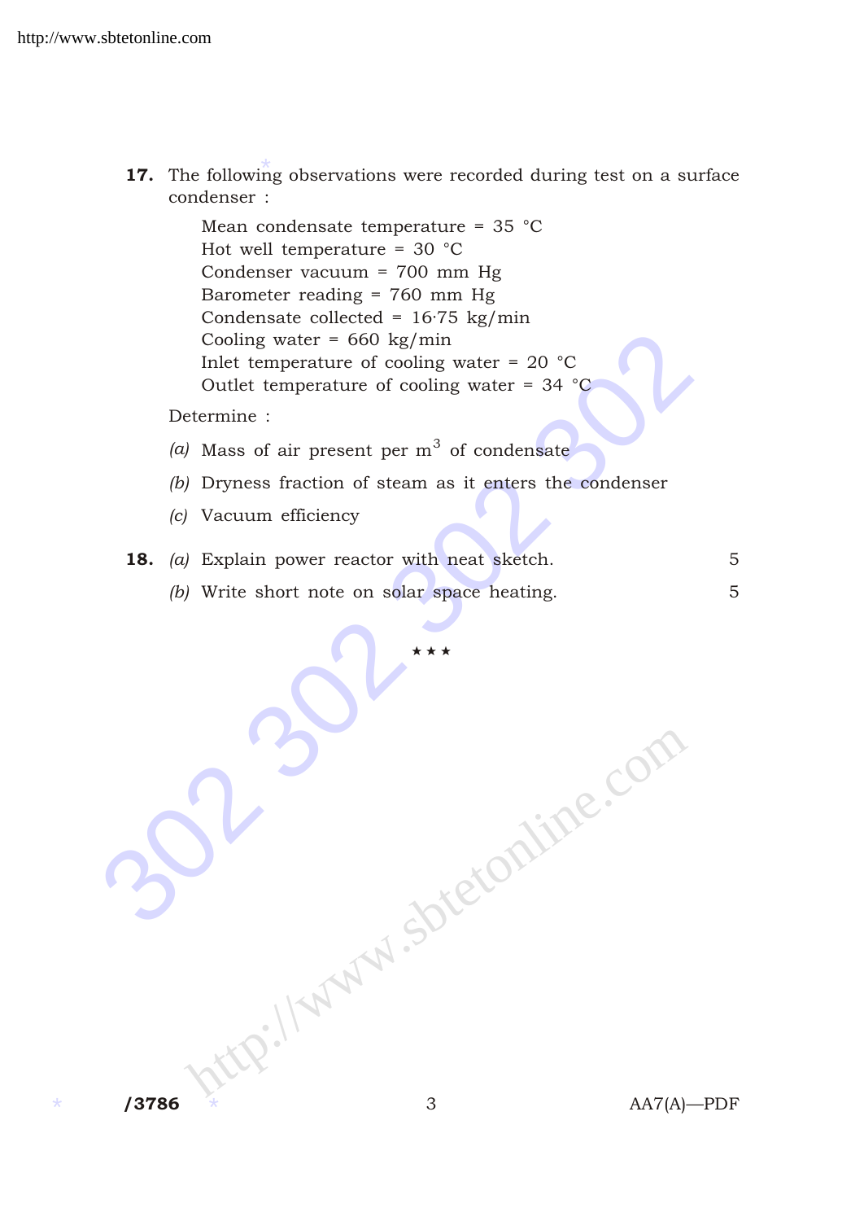**17.** The following observations were recorded during test on a surface condenser :

Mean condensate temperature = 35 °C
Hot well temperature = 30 °C
Condenser vacuum = 700 mm Hg
Barometer reading = 760 mm Hg
Condensate collected = 16·75 kg/min
Cooling water = 660 kg/min
Inlet temperature of cooling water = 20 °C
Outlet temperature of cooling water = 34 °C

Determine :

*(a)* Mass of air present per $m^3$ of condensate

*(b)* Dryness fraction of steam as it enters the condenser

*(c)* Vacuum efficiency

**18.** *(a)* Explain power reactor with neat sketch. 5

*(b)* Write short note on solar space heating. 5

★ ★ ★